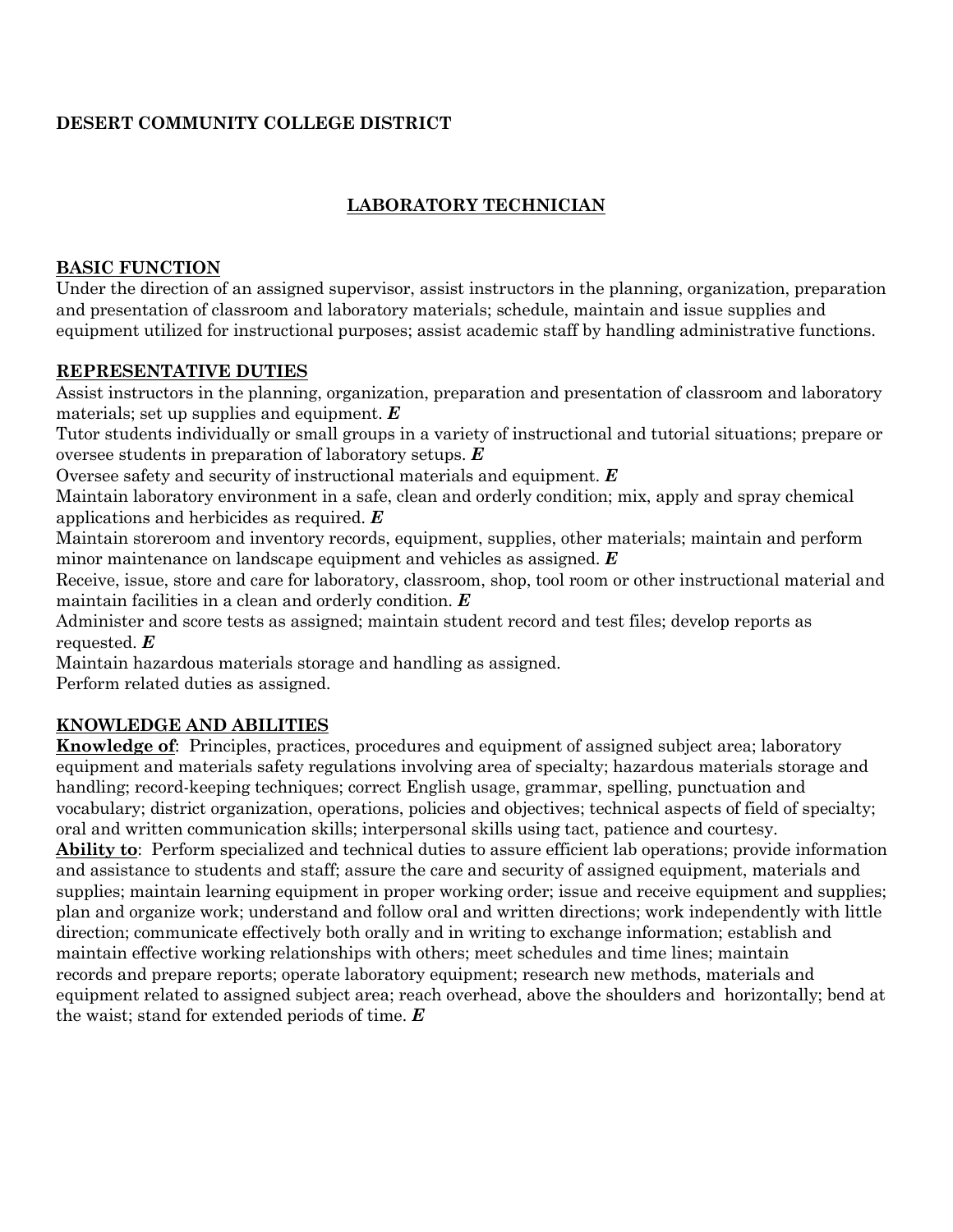**DESERT COMMUNITY COLLEGE DISTRICT**

# LABORATORY TECHNICIAN

## BASIC FUNCTION

Under the direction of an assigned supervisor, assist instructors in the planning, organization, preparation and presentation of classroom and laboratory materials; schedule, maintain and issue supplies and equipment utilized for instructional purposes; assist academic staff by handling administrative functions.

## REPRESENTATIVE DUTIES

Assist instructors in the planning, organization, preparation and presentation of classroom and laboratory materials; set up supplies and equipment. ***E***

Tutor students individually or small groups in a variety of instructional and tutorial situations; prepare or oversee students in preparation of laboratory setups. ***E***

Oversee safety and security of instructional materials and equipment. ***E***

Maintain laboratory environment in a safe, clean and orderly condition; mix, apply and spray chemical applications and herbicides as required. ***E***

Maintain storeroom and inventory records, equipment, supplies, other materials; maintain and perform minor maintenance on landscape equipment and vehicles as assigned. ***E***

Receive, issue, store and care for laboratory, classroom, shop, tool room or other instructional material and maintain facilities in a clean and orderly condition. ***E***

Administer and score tests as assigned; maintain student record and test files; develop reports as requested. ***E***

Maintain hazardous materials storage and handling as assigned.

Perform related duties as assigned.

## KNOWLEDGE AND ABILITIES

**Knowledge of**: Principles, practices, procedures and equipment of assigned subject area; laboratory equipment and materials safety regulations involving area of specialty; hazardous materials storage and handling; record-keeping techniques; correct English usage, grammar, spelling, punctuation and vocabulary; district organization, operations, policies and objectives; technical aspects of field of specialty; oral and written communication skills; interpersonal skills using tact, patience and courtesy.

**Ability to**: Perform specialized and technical duties to assure efficient lab operations; provide information and assistance to students and staff; assure the care and security of assigned equipment, materials and supplies; maintain learning equipment in proper working order; issue and receive equipment and supplies; plan and organize work; understand and follow oral and written directions; work independently with little direction; communicate effectively both orally and in writing to exchange information; establish and maintain effective working relationships with others; meet schedules and time lines; maintain records and prepare reports; operate laboratory equipment; research new methods, materials and equipment related to assigned subject area; reach overhead, above the shoulders and horizontally; bend at the waist; stand for extended periods of time. ***E***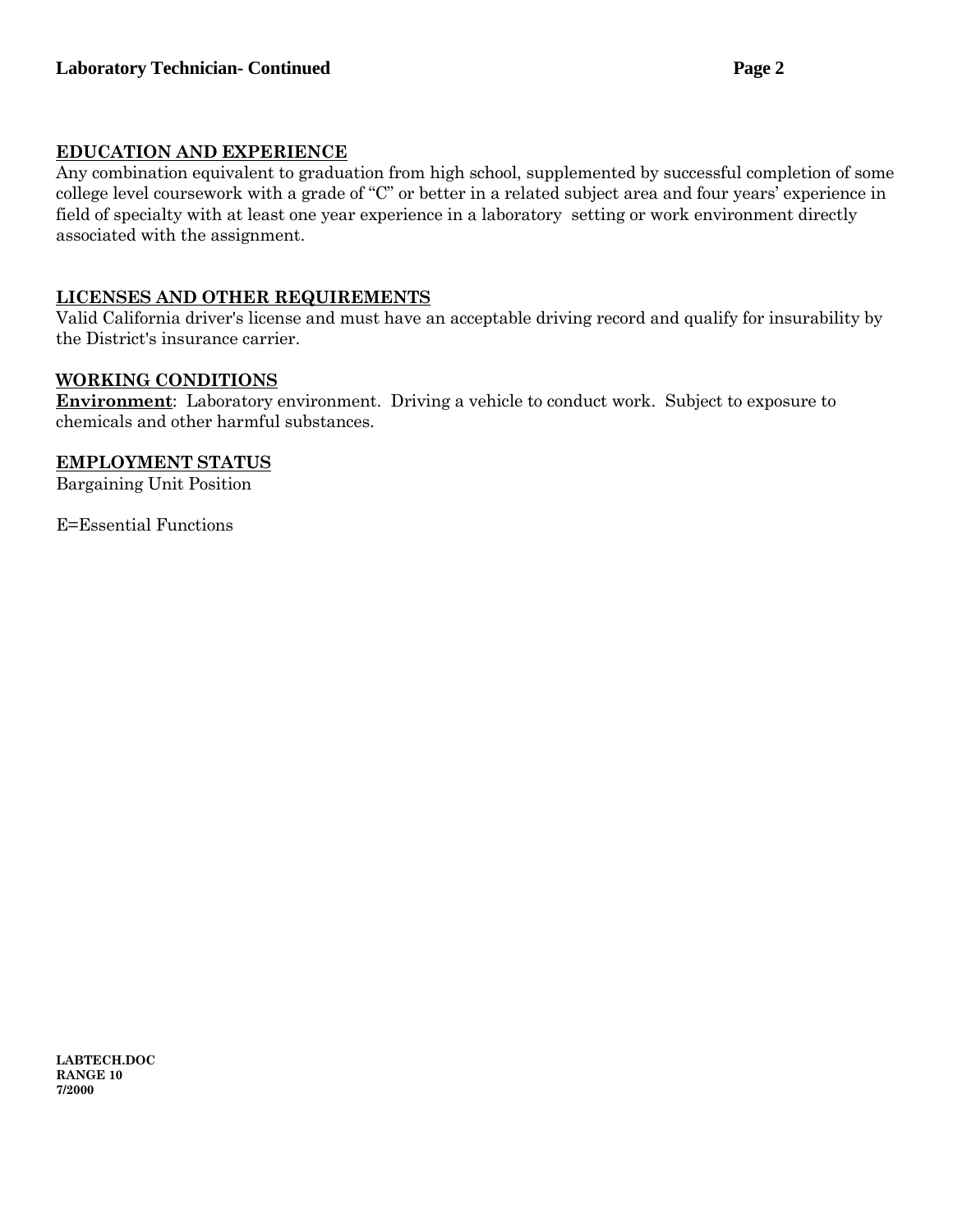## EDUCATION AND EXPERIENCE

Any combination equivalent to graduation from high school, supplemented by successful completion of some college level coursework with a grade of "C" or better in a related subject area and four years' experience in field of specialty with at least one year experience in a laboratory setting or work environment directly associated with the assignment.

## LICENSES AND OTHER REQUIREMENTS

Valid California driver's license and must have an acceptable driving record and qualify for insurability by the District's insurance carrier.

## WORKING CONDITIONS

**Environment**: Laboratory environment. Driving a vehicle to conduct work. Subject to exposure to chemicals and other harmful substances.

## EMPLOYMENT STATUS

Bargaining Unit Position

E=Essential Functions

**LABTECH.DOC**
**RANGE 10**
**7/2000**